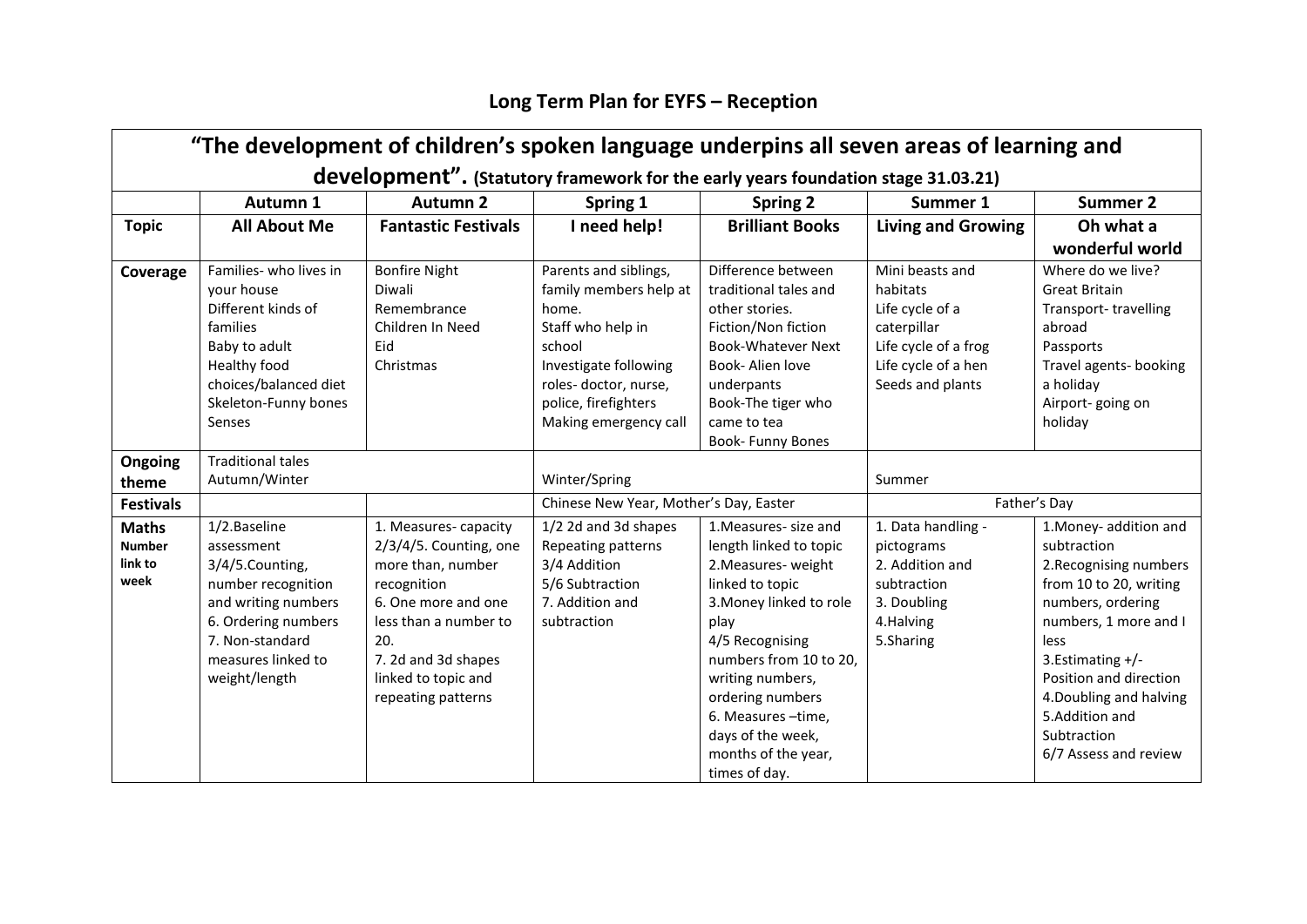# Long Term Plan for EYFS – Reception

## "The development of children's spoken language underpins all seven areas of learning and development". (Statutory framework for the early years foundation stage 31.03.21)

| | Autumn 1 | Autumn 2 | Spring 1 | Spring 2 | Summer 1 | Summer 2 |
|---|---|---|---|---|---|---|
| **Topic** | **All About Me** | **Fantastic Festivals** | **I need help!** | **Brilliant Books** | **Living and Growing** | **Oh what a wonderful world** |
| **Coverage** | Families- who lives in your house<br>Different kinds of families<br>Baby to adult<br>Healthy food choices/balanced diet<br>Skeleton-Funny bones<br>Senses | Bonfire Night<br>Diwali<br>Remembrance<br>Children In Need<br>Eid<br>Christmas | Parents and siblings, family members help at home.<br>Staff who help in school<br>Investigate following roles- doctor, nurse, police, firefighters<br>Making emergency call | Difference between traditional tales and other stories.<br>Fiction/Non fiction<br>Book-Whatever Next<br>Book- Alien love underpants<br>Book-The tiger who came to tea<br>Book- Funny Bones | Mini beasts and habitats<br>Life cycle of a caterpillar<br>Life cycle of a frog<br>Life cycle of a hen<br>Seeds and plants | Where do we live?<br>Great Britain<br>Transport- travelling abroad<br>Passports<br>Travel agents- booking a holiday<br>Airport- going on holiday |
| **Ongoing theme** | Traditional tales<br>Autumn/Winter | | Winter/Spring | | Summer | |
| **Festivals** | | | Chinese New Year, Mother's Day, Easter | | Father's Day | |
| **Maths Number link to week** | 1/2.Baseline assessment<br>3/4/5.Counting, number recognition and writing numbers<br>6. Ordering numbers<br>7. Non-standard measures linked to weight/length | 1. Measures- capacity<br>2/3/4/5. Counting, one more than, number recognition<br>6. One more and one less than a number to 20.<br>7. 2d and 3d shapes linked to topic and repeating patterns | 1/2 2d and 3d shapes<br>Repeating patterns<br>3/4 Addition<br>5/6 Subtraction<br>7. Addition and subtraction | 1.Measures- size and length linked to topic<br>2.Measures- weight linked to topic<br>3.Money linked to role play<br>4/5 Recognising numbers from 10 to 20, writing numbers, ordering numbers<br>6. Measures –time, days of the week, months of the year, times of day. | 1. Data handling - pictograms<br>2. Addition and subtraction<br>3. Doubling<br>4.Halving<br>5.Sharing | 1.Money- addition and subtraction<br>2.Recognising numbers from 10 to 20, writing numbers, ordering numbers, 1 more and I less<br>3.Estimating +/- Position and direction<br>4.Doubling and halving<br>5.Addition and Subtraction<br>6/7 Assess and review |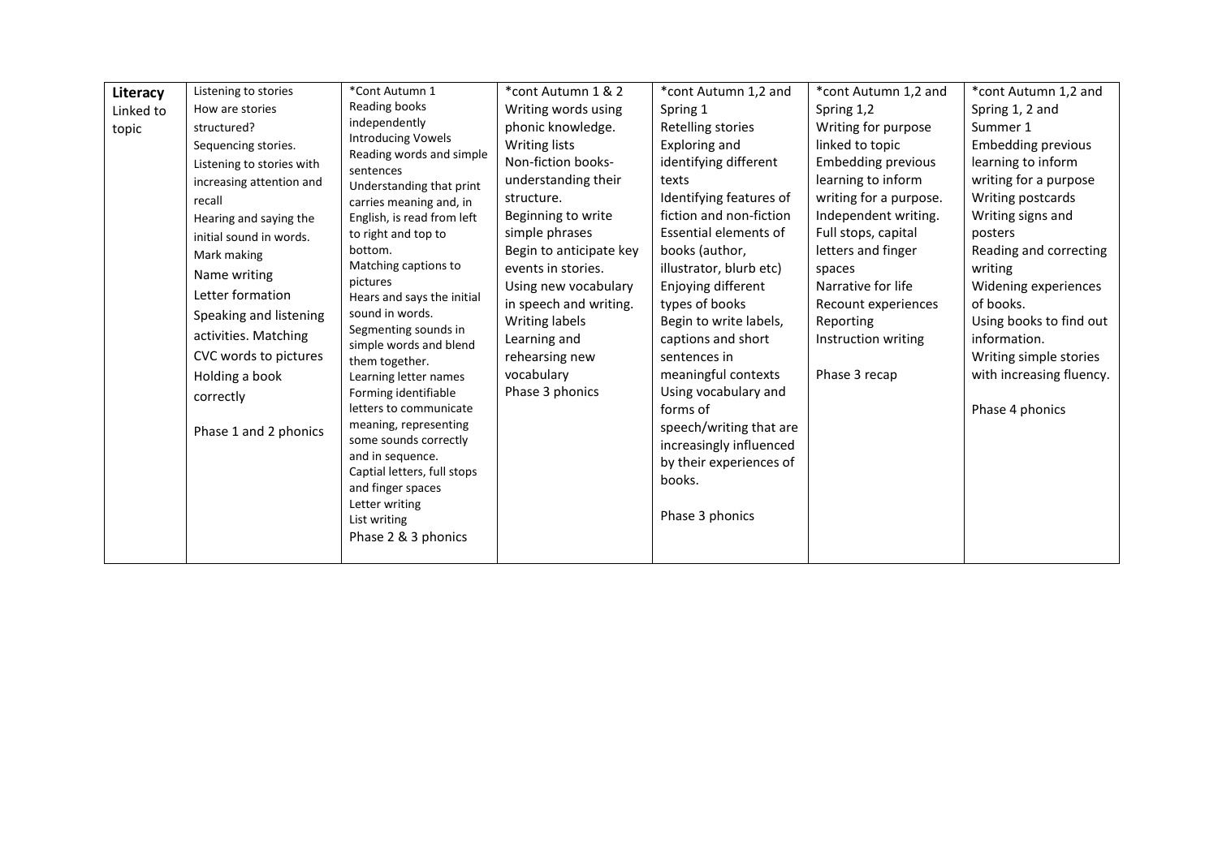| | | | | | | |
|---|---|---|---|---|---|---|
| **Literacy** Linked to topic | Listening to stories<br>How are stories structured?<br>Sequencing stories.<br>Listening to stories with increasing attention and recall<br>Hearing and saying the initial sound in words.<br>Mark making<br>Name writing<br>Letter formation<br>Speaking and listening activities. Matching CVC words to pictures<br>Holding a book correctly<br><br>Phase 1 and 2 phonics | *Cont Autumn 1<br>Reading books independently<br>Introducing Vowels<br>Reading words and simple sentences<br>Understanding that print carries meaning and, in English, is read from left to right and top to bottom.<br>Matching captions to pictures<br>Hears and says the initial sound in words.<br>Segmenting sounds in simple words and blend them together.<br>Learning letter names<br>Forming identifiable letters to communicate meaning, representing some sounds correctly and in sequence.<br>Captial letters, full stops and finger spaces<br>Letter writing<br>List writing<br>Phase 2 & 3 phonics | *cont Autumn 1 & 2<br>Writing words using phonic knowledge.<br>Writing lists<br>Non-fiction books- understanding their structure.<br>Beginning to write simple phrases<br>Begin to anticipate key events in stories.<br>Using new vocabulary in speech and writing.<br>Writing labels<br>Learning and rehearsing new vocabulary<br>Phase 3 phonics | *cont Autumn 1,2 and Spring 1<br>Retelling stories<br>Exploring and identifying different texts<br>Identifying features of fiction and non-fiction<br>Essential elements of books (author, illustrator, blurb etc)<br>Enjoying different types of books<br>Begin to write labels, captions and short sentences in meaningful contexts<br>Using vocabulary and forms of speech/writing that are increasingly influenced by their experiences of books.<br><br>Phase 3 phonics | *cont Autumn 1,2 and Spring 1,2<br>Writing for purpose linked to topic<br>Embedding previous learning to inform writing for a purpose.<br>Independent writing.<br>Full stops, capital letters and finger spaces<br>Narrative for life<br>Recount experiences<br>Reporting<br>Instruction writing<br><br>Phase 3 recap | *cont Autumn 1,2 and Spring 1, 2 and Summer 1<br>Embedding previous learning to inform writing for a purpose<br>Writing postcards<br>Writing signs and posters<br>Reading and correcting writing<br>Widening experiences of books.<br>Using books to find out information.<br>Writing simple stories with increasing fluency.<br><br>Phase 4 phonics |